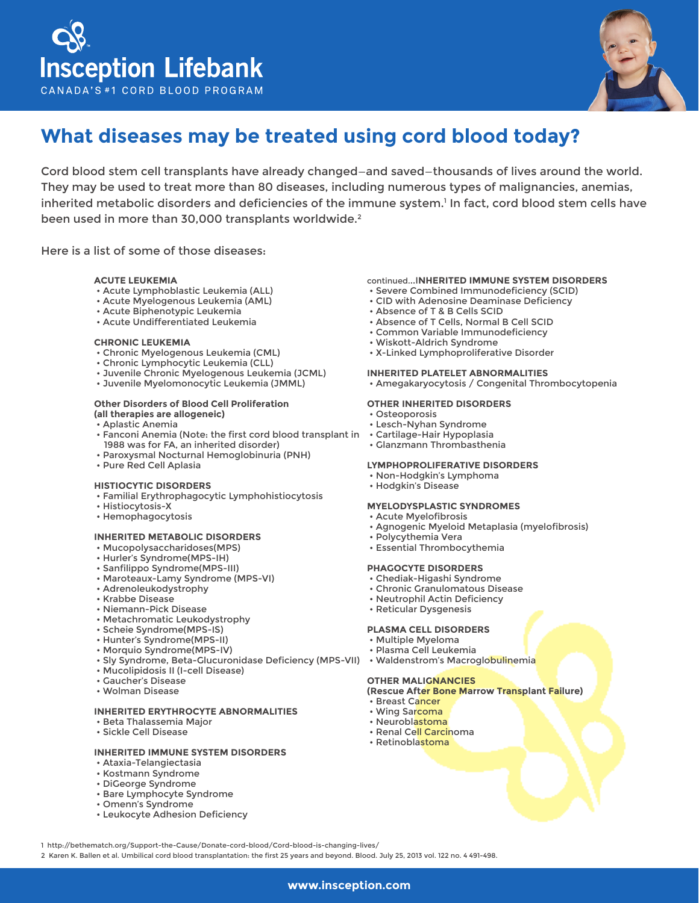# Insception Lifebank

CANADA'S #1 CORD BLOOD PROGRAM

## What diseases may be treated using cord blood today?

Cord blood stem cell transplants have already changed–and saved–thousands of lives around the world. They may be used to treat more than 80 diseases, including numerous types of malignancies, anemias, inherited metabolic disorders and deficiencies of the immune system.[1] In fact, cord blood stem cells have been used in more than 30,000 transplants worldwide.[2]

Here is a list of some of those diseases:

**ACUTE LEUKEMIA**
- Acute Lymphoblastic Leukemia (ALL)
- Acute Myelogenous Leukemia (AML)
- Acute Biphenotypic Leukemia
- Acute Undifferentiated Leukemia

**CHRONIC LEUKEMIA**
- Chronic Myelogenous Leukemia (CML)
- Chronic Lymphocytic Leukemia (CLL)
- Juvenile Chronic Myelogenous Leukemia (JCML)
- Juvenile Myelomonocytic Leukemia (JMML)

**Other Disorders of Blood Cell Proliferation (all therapies are allogeneic)**
- Aplastic Anemia
- Fanconi Anemia (Note: the first cord blood transplant in 1988 was for FA, an inherited disorder)
- Paroxysmal Nocturnal Hemoglobinuria (PNH)
- Pure Red Cell Aplasia

**HISTIOCYTIC DISORDERS**
- Familial Erythrophagocytic Lymphohistiocytosis
- Histiocytosis-X
- Hemophagocytosis

**INHERITED METABOLIC DISORDERS**
- Mucopolysaccharidoses(MPS)
- Hurler's Syndrome(MPS-IH)
- Sanfilippo Syndrome(MPS-III)
- Maroteaux-Lamy Syndrome (MPS-VI)
- Adrenoleukodystrophy
- Krabbe Disease
- Niemann-Pick Disease
- Metachromatic Leukodystrophy
- Scheie Syndrome(MPS-IS)
- Hunter's Syndrome(MPS-II)
- Morquio Syndrome(MPS-IV)
- Sly Syndrome, Beta-Glucuronidase Deficiency (MPS-VII)
- Mucolipidosis II (I-cell Disease)
- Gaucher's Disease
- Wolman Disease

**INHERITED ERYTHROCYTE ABNORMALITIES**
- Beta Thalassemia Major
- Sickle Cell Disease

**INHERITED IMMUNE SYSTEM DISORDERS**
- Ataxia-Telangiectasia
- Kostmann Syndrome
- DiGeorge Syndrome
- Bare Lymphocyte Syndrome
- Omenn's Syndrome
- Leukocyte Adhesion Deficiency

continued...**INHERITED IMMUNE SYSTEM DISORDERS**
- Severe Combined Immunodeficiency (SCID)
- CID with Adenosine Deaminase Deficiency
- Absence of T & B Cells SCID
- Absence of T Cells, Normal B Cell SCID
- Common Variable Immunodeficiency
- Wiskott-Aldrich Syndrome
- X-Linked Lymphoproliferative Disorder

**INHERITED PLATELET ABNORMALITIES**
- Amegakaryocytosis / Congenital Thrombocytopenia

**OTHER INHERITED DISORDERS**
- Osteoporosis
- Lesch-Nyhan Syndrome
- Cartilage-Hair Hypoplasia
- Glanzmann Thrombasthenia

**LYMPHOPROLIFERATIVE DISORDERS**
- Non-Hodgkin's Lymphoma
- Hodgkin's Disease

**MYELODYSPLASTIC SYNDROMES**
- Acute Myelofibrosis
- Agnogenic Myeloid Metaplasia (myelofibrosis)
- Polycythemia Vera
- Essential Thrombocythemia

**PHAGOCYTE DISORDERS**
- Chediak-Higashi Syndrome
- Chronic Granulomatous Disease
- Neutrophil Actin Deficiency
- Reticular Dysgenesis

**PLASMA CELL DISORDERS**
- Multiple Myeloma
- Plasma Cell Leukemia
- Waldenstrom's Macroglobulinemia

**OTHER MALIGNANCIES (Rescue After Bone Marrow Transplant Failure)**
- Breast Cancer
- Wing Sarcoma
- Neuroblastoma
- Renal Cell Carcinoma
- Retinoblastoma

1 http://bethematch.org/Support-the-Cause/Donate-cord-blood/Cord-blood-is-changing-lives/

2 Karen K. Ballen et al. Umbilical cord blood transplantation: the first 25 years and beyond. Blood. July 25, 2013 vol. 122 no. 4 491-498.

www.insception.com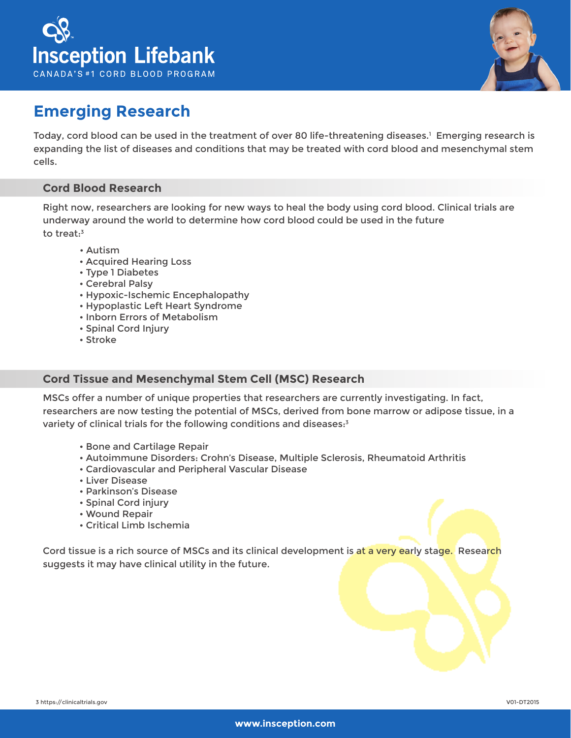# Insception Lifebank

CANADA'S #1 CORD BLOOD PROGRAM

## Emerging Research

Today, cord blood can be used in the treatment of over 80 life-threatening diseases.[1] Emerging research is expanding the list of diseases and conditions that may be treated with cord blood and mesenchymal stem cells.

### Cord Blood Research

Right now, researchers are looking for new ways to heal the body using cord blood. Clinical trials are underway around the world to determine how cord blood could be used in the future to treat:[3]

- Autism
- Acquired Hearing Loss
- Type 1 Diabetes
- Cerebral Palsy
- Hypoxic-Ischemic Encephalopathy
- Hypoplastic Left Heart Syndrome
- Inborn Errors of Metabolism
- Spinal Cord Injury
- Stroke

### Cord Tissue and Mesenchymal Stem Cell (MSC) Research

MSCs offer a number of unique properties that researchers are currently investigating. In fact, researchers are now testing the potential of MSCs, derived from bone marrow or adipose tissue, in a variety of clinical trials for the following conditions and diseases:[3]

- Bone and Cartilage Repair
- Autoimmune Disorders: Crohn's Disease, Multiple Sclerosis, Rheumatoid Arthritis
- Cardiovascular and Peripheral Vascular Disease
- Liver Disease
- Parkinson's Disease
- Spinal Cord injury
- Wound Repair
- Critical Limb Ischemia

Cord tissue is a rich source of MSCs and its clinical development is at a very early stage. Research suggests it may have clinical utility in the future.

3 https://clinicaltrials.gov

V01-DT2015

www.insception.com